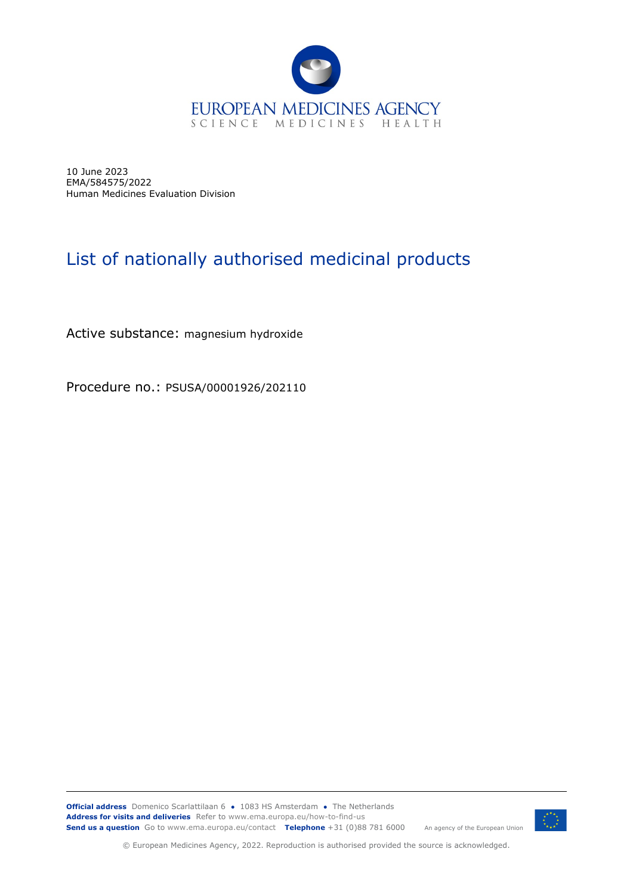10 June 2023
EMA/584575/2022
Human Medicines Evaluation Division

# List of nationally authorised medicinal products

Active substance: magnesium hydroxide

Procedure no.: PSUSA/00001926/202110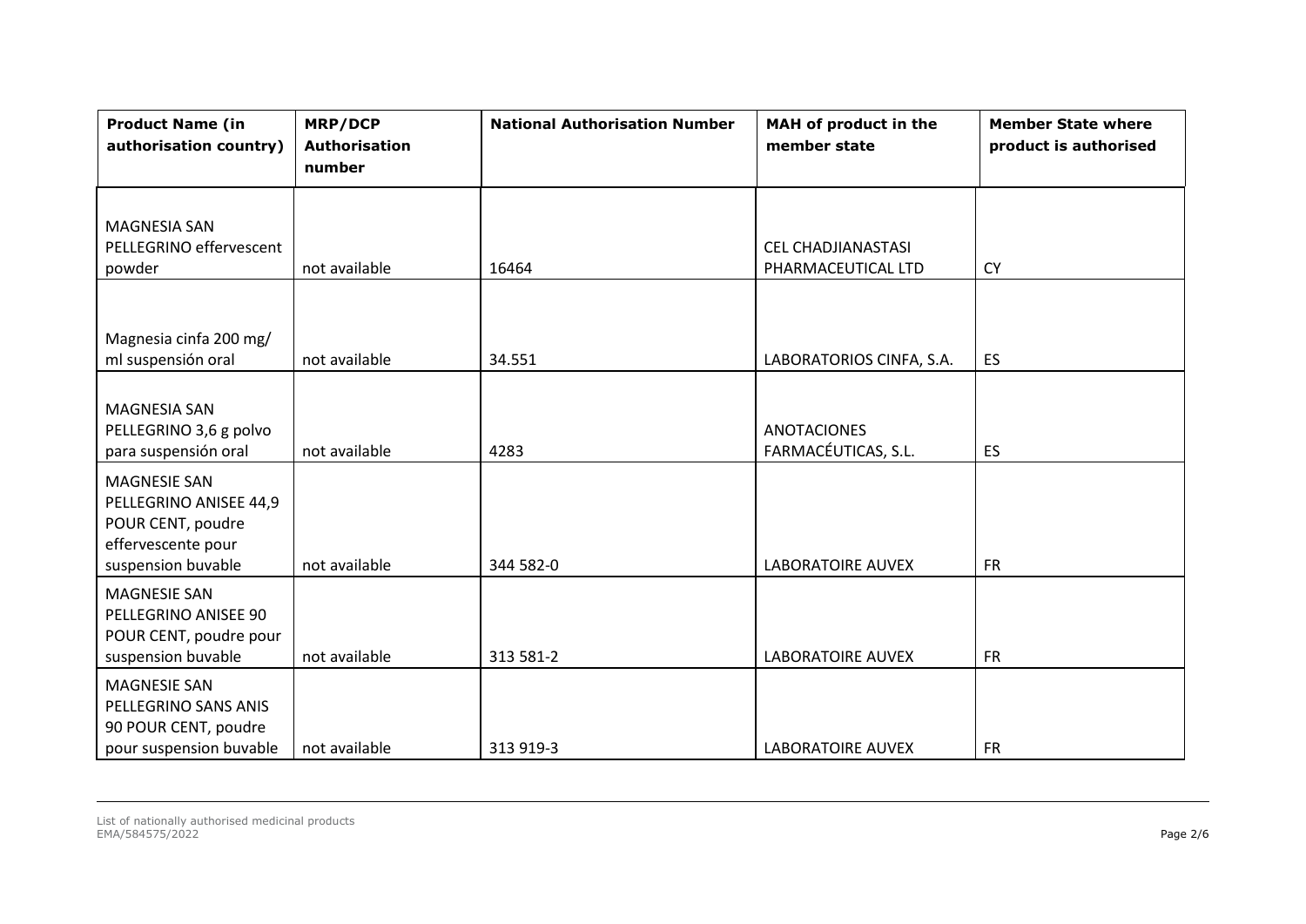| Product Name (in authorisation country) | MRP/DCP Authorisation number | National Authorisation Number | MAH of product in the member state | Member State where product is authorised |
|---|---|---|---|---|
| MAGNESIA SAN PELLEGRINO effervescent powder | not available | 16464 | CEL CHADJIANASTASI PHARMACEUTICAL LTD | CY |
| Magnesia cinfa 200 mg/ ml suspensión oral | not available | 34.551 | LABORATORIOS CINFA, S.A. | ES |
| MAGNESIA SAN PELLEGRINO 3,6 g polvo para suspensión oral | not available | 4283 | ANOTACIONES FARMACÉUTICAS, S.L. | ES |
| MAGNESIE SAN PELLEGRINO ANISEE 44,9 POUR CENT, poudre effervescente pour suspension buvable | not available | 344 582-0 | LABORATOIRE AUVEX | FR |
| MAGNESIE SAN PELLEGRINO ANISEE 90 POUR CENT, poudre pour suspension buvable | not available | 313 581-2 | LABORATOIRE AUVEX | FR |
| MAGNESIE SAN PELLEGRINO SANS ANIS 90 POUR CENT, poudre pour suspension buvable | not available | 313 919-3 | LABORATOIRE AUVEX | FR |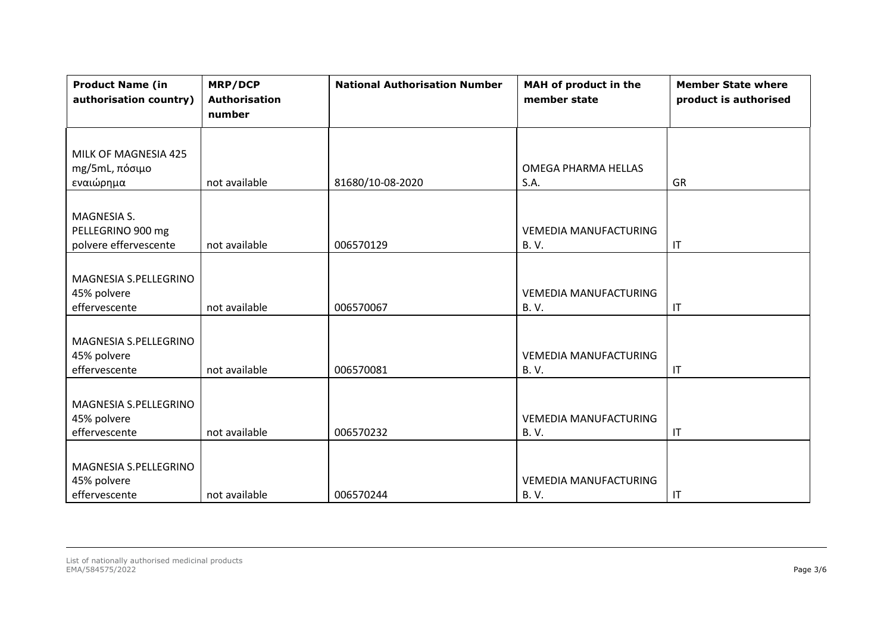| Product Name (in authorisation country) | MRP/DCP Authorisation number | National Authorisation Number | MAH of product in the member state | Member State where product is authorised |
| --- | --- | --- | --- | --- |
| MILK OF MAGNESIA 425 mg/5mL, πόσιμο εναιώρημα | not available | 81680/10-08-2020 | OMEGA PHARMA HELLAS S.A. | GR |
| MAGNESIA S. PELLEGRINO 900 mg polvere effervescente | not available | 006570129 | VEMEDIA MANUFACTURING B. V. | IT |
| MAGNESIA S.PELLEGRINO 45% polvere effervescente | not available | 006570067 | VEMEDIA MANUFACTURING B. V. | IT |
| MAGNESIA S.PELLEGRINO 45% polvere effervescente | not available | 006570081 | VEMEDIA MANUFACTURING B. V. | IT |
| MAGNESIA S.PELLEGRINO 45% polvere effervescente | not available | 006570232 | VEMEDIA MANUFACTURING B. V. | IT |
| MAGNESIA S.PELLEGRINO 45% polvere effervescente | not available | 006570244 | VEMEDIA MANUFACTURING B. V. | IT |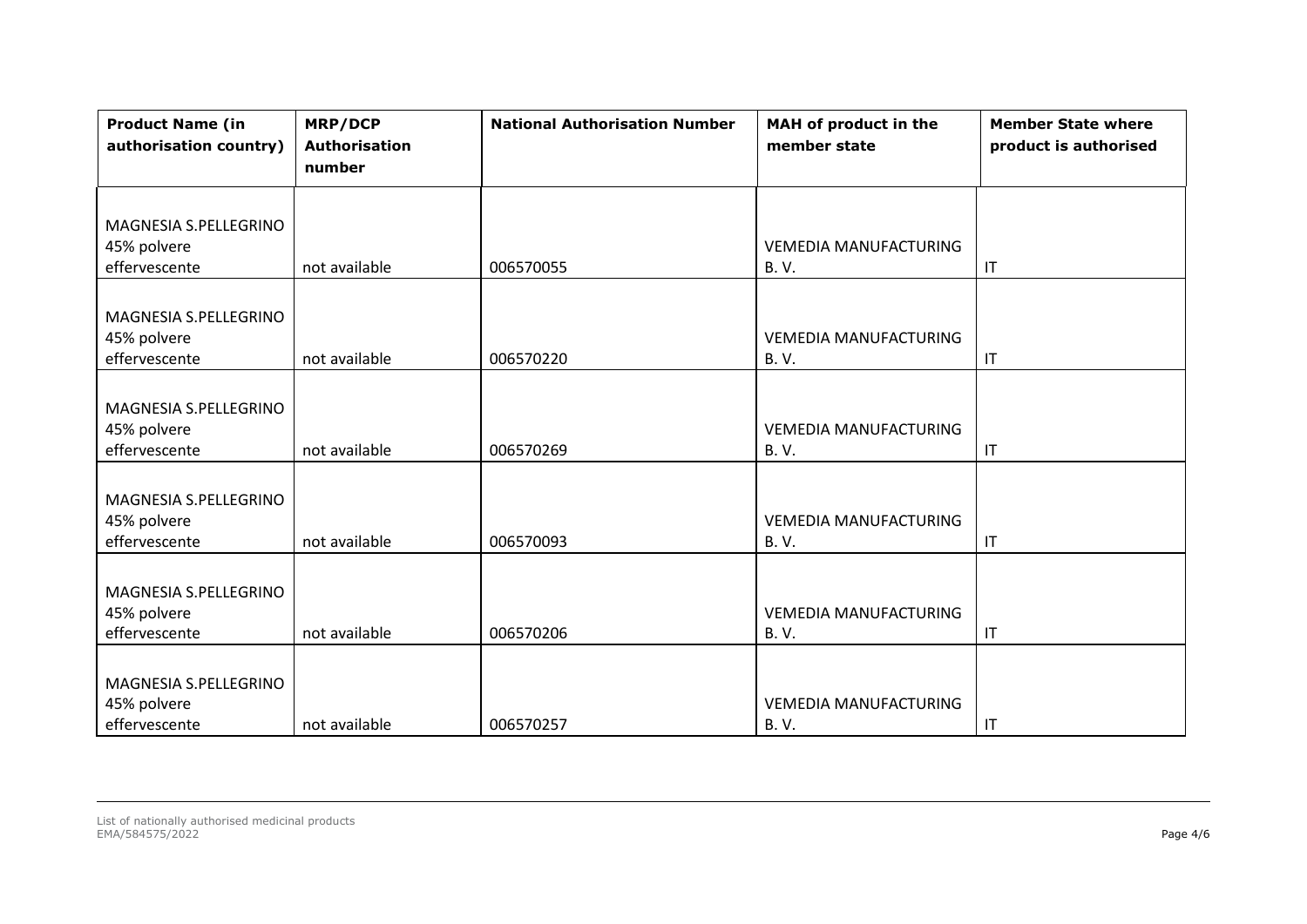| Product Name (in authorisation country) | MRP/DCP Authorisation number | National Authorisation Number | MAH of product in the member state | Member State where product is authorised |
| --- | --- | --- | --- | --- |
| MAGNESIA S.PELLEGRINO 45% polvere effervescente | not available | 006570055 | VEMEDIA MANUFACTURING B. V. | IT |
| MAGNESIA S.PELLEGRINO 45% polvere effervescente | not available | 006570220 | VEMEDIA MANUFACTURING B. V. | IT |
| MAGNESIA S.PELLEGRINO 45% polvere effervescente | not available | 006570269 | VEMEDIA MANUFACTURING B. V. | IT |
| MAGNESIA S.PELLEGRINO 45% polvere effervescente | not available | 006570093 | VEMEDIA MANUFACTURING B. V. | IT |
| MAGNESIA S.PELLEGRINO 45% polvere effervescente | not available | 006570206 | VEMEDIA MANUFACTURING B. V. | IT |
| MAGNESIA S.PELLEGRINO 45% polvere effervescente | not available | 006570257 | VEMEDIA MANUFACTURING B. V. | IT |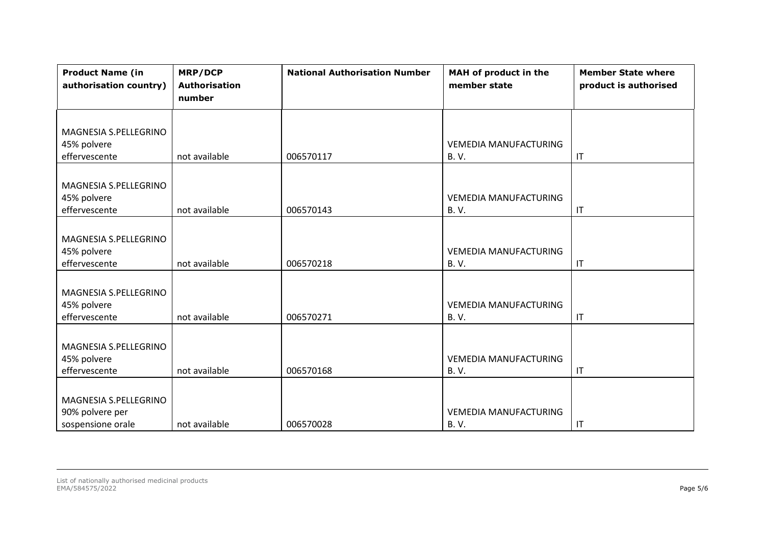| Product Name (in authorisation country) | MRP/DCP Authorisation number | National Authorisation Number | MAH of product in the member state | Member State where product is authorised |
|---|---|---|---|---|
| MAGNESIA S.PELLEGRINO 45% polvere effervescente | not available | 006570117 | VEMEDIA MANUFACTURING B. V. | IT |
| MAGNESIA S.PELLEGRINO 45% polvere effervescente | not available | 006570143 | VEMEDIA MANUFACTURING B. V. | IT |
| MAGNESIA S.PELLEGRINO 45% polvere effervescente | not available | 006570218 | VEMEDIA MANUFACTURING B. V. | IT |
| MAGNESIA S.PELLEGRINO 45% polvere effervescente | not available | 006570271 | VEMEDIA MANUFACTURING B. V. | IT |
| MAGNESIA S.PELLEGRINO 45% polvere effervescente | not available | 006570168 | VEMEDIA MANUFACTURING B. V. | IT |
| MAGNESIA S.PELLEGRINO 90% polvere per sospensione orale | not available | 006570028 | VEMEDIA MANUFACTURING B. V. | IT |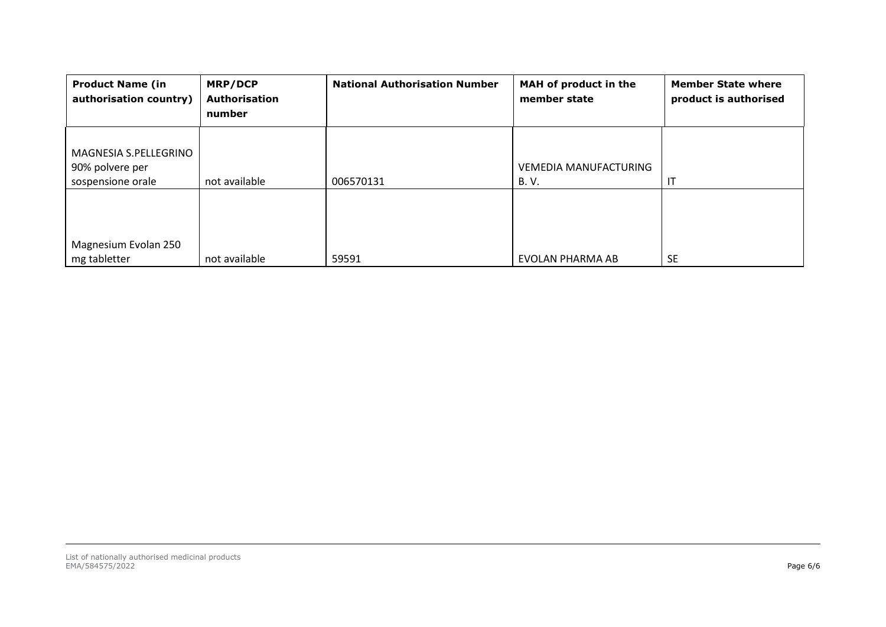| Product Name (in authorisation country) | MRP/DCP Authorisation number | National Authorisation Number | MAH of product in the member state | Member State where product is authorised |
|---|---|---|---|---|
| MAGNESIA S.PELLEGRINO 90% polvere per sospensione orale | not available | 006570131 | VEMEDIA MANUFACTURING B. V. | IT |
| Magnesium Evolan 250 mg tabletter | not available | 59591 | EVOLAN PHARMA AB | SE |